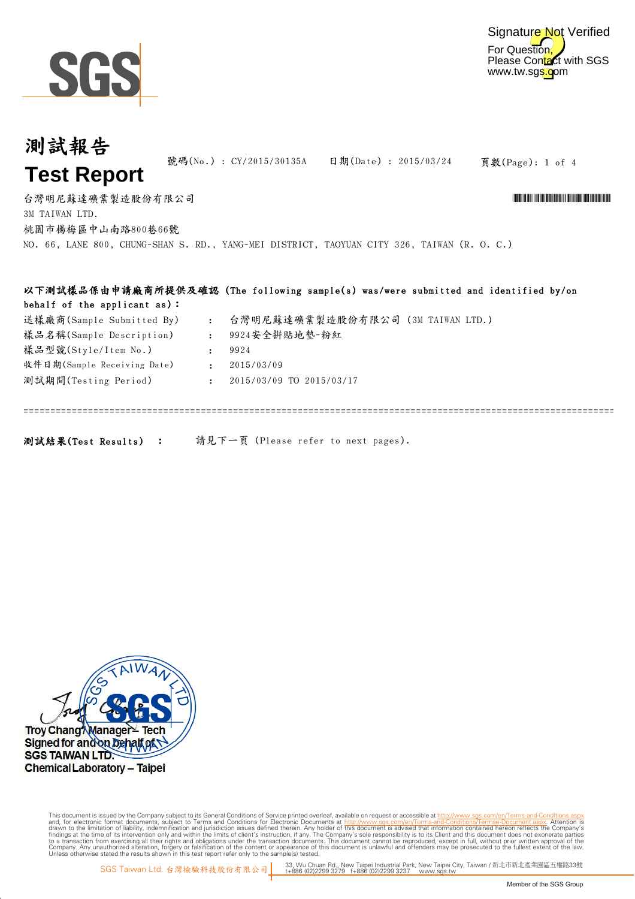SGS

Signature Not Verified
For Question,
Please Contact with SGS
www.tw.sgs.com

# 測試報告
# Test Report

號碼(No.) : CY/2015/30135A　　日期(Date) : 2015/03/24　　頁數(Page): 1 of 4

台灣明尼蘇達礦業製造股份有限公司
3M TAIWAN LTD.
桃園市楊梅區中山南路800巷66號
NO. 66, LANE 800, CHUNG-SHAN S. RD., YANG-MEI DISTRICT, TAOYUAN CITY 326, TAIWAN (R. O. C.)

**以下測試樣品係由申請廠商所提供及確認 (The following sample(s) was/were submitted and identified by/on behalf of the applicant as):**

| | | |
|---|---|---|
| 送樣廠商(Sample Submitted By) | : | 台灣明尼蘇達礦業製造股份有限公司 (3M TAIWAN LTD.) |
| 樣品名稱(Sample Description) | : | 9924安全拼貼地墊-粉紅 |
| 樣品型號(Style/Item No.) | : | 9924 |
| 收件日期(Sample Receiving Date) | : | 2015/03/09 |
| 測試期間(Testing Period) | : | 2015/03/09 TO 2015/03/17 |

================================================================================

**測試結果(Test Results) :**　　請見下一頁 (Please refer to next pages).

Troy Chang / Manager – Tech
Signed for and on behalf of
SGS TAIWAN LTD.
Chemical Laboratory – Taipei

This document is issued by the Company subject to its General Conditions of Service printed overleaf, available on request or accessible at http://www.sgs.com/en/Terms-and-Conditions.aspx and, for electronic format documents, subject to Terms and Conditions for Electronic Documents at http://www.sgs.com/en/Terms-and-Conditions/Terms-e-Document.aspx. Attention is drawn to the limitation of liability, indemnification and jurisdiction issues defined therein. Any holder of this document is advised that information contained hereon reflects the Company's findings at the time of its intervention only and within the limits of client's instruction, if any. The Company's sole responsibility is to its Client and this document does not exonerate parties to a transaction from exercising all their rights and obligations under the transaction documents. This document cannot be reproduced, except in full, without prior written approval of the Company. Any unauthorized alteration, forgery or falsification of the content or appearance of this document is unlawful and offenders may be prosecuted to the fullest extent of the law. Unless otherwise stated the results shown in this test report refer only to the sample(s) tested.

SGS Taiwan Ltd. 台灣檢驗科技股份有限公司 | 33, Wu Chuan Rd., New Taipei Industrial Park, New Taipei City, Taiwan / 新北市新北產業園區五權路33號 t+886 (02)2299 3279 f+886 (02)2299 3237 www.sgs.tw

Member of the SGS Group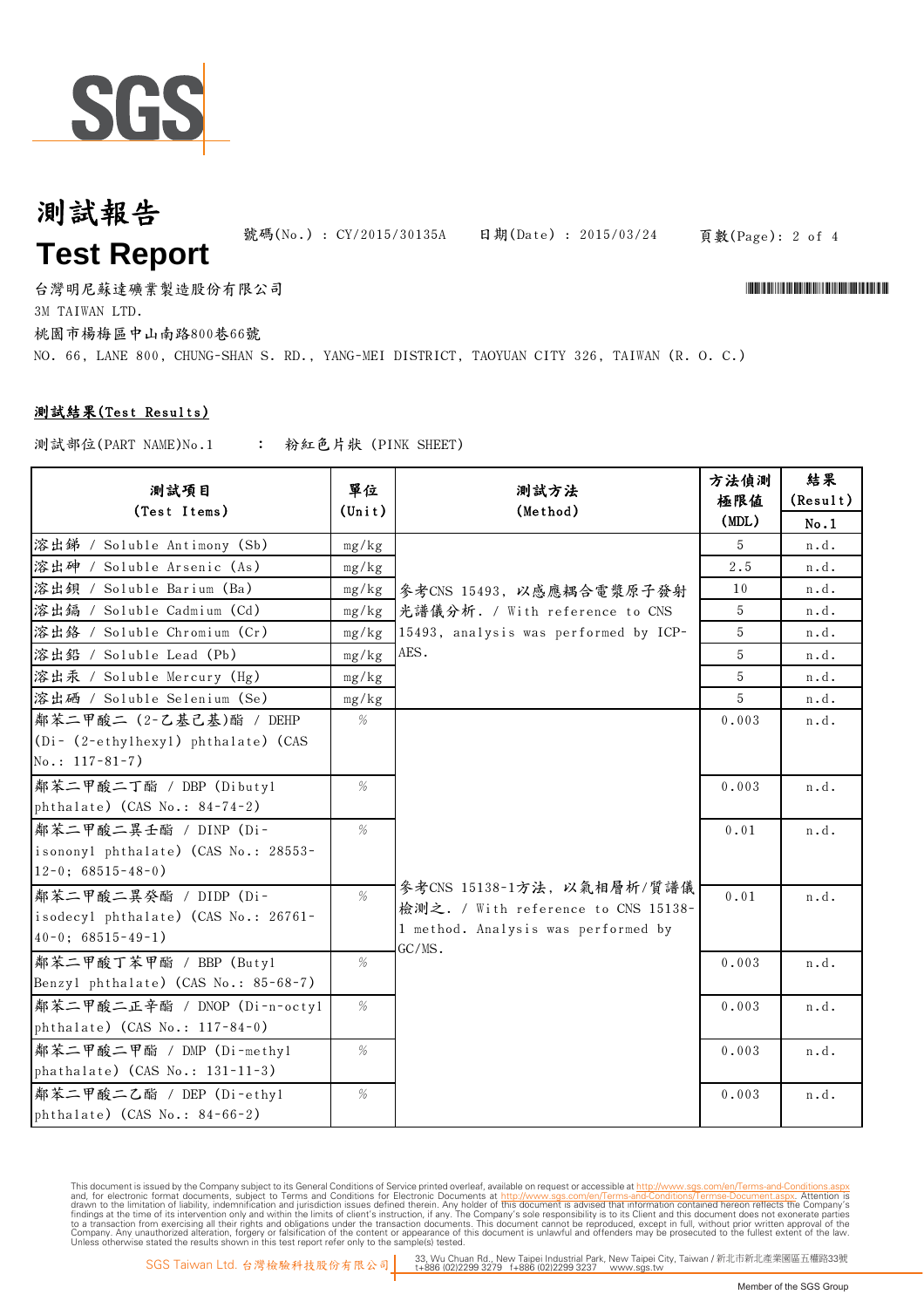# 測試報告
# Test Report

號碼(No.) : CY/2015/30135A 日期(Date) : 2015/03/24

台灣明尼蘇達礦業製造股份有限公司
3M TAIWAN LTD.
桃園市楊梅區中山南路800巷66號
NO. 66, LANE 800, CHUNG-SHAN S. RD., YANG-MEI DISTRICT, TAOYUAN CITY 326, TAIWAN (R. O. C.)

**測試結果(Test Results)**

測試部位(PART NAME)No.1 : 粉紅色片狀 (PINK SHEET)

| 測試項目 (Test Items) | 單位 (Unit) | 測試方法 (Method) | 方法偵測極限值 (MDL) | 結果 (Result) No.1 |
|---|---|---|---|---|
| 溶出銻 / Soluble Antimony (Sb) | mg/kg | 參考CNS 15493, 以感應耦合電漿原子發射光譜儀分析. / With reference to CNS 15493, analysis was performed by ICP-AES. | 5 | n.d. |
| 溶出砷 / Soluble Arsenic (As) | mg/kg | | 2.5 | n.d. |
| 溶出鋇 / Soluble Barium (Ba) | mg/kg | | 10 | n.d. |
| 溶出鎘 / Soluble Cadmium (Cd) | mg/kg | | 5 | n.d. |
| 溶出鉻 / Soluble Chromium (Cr) | mg/kg | | 5 | n.d. |
| 溶出鉛 / Soluble Lead (Pb) | mg/kg | | 5 | n.d. |
| 溶出汞 / Soluble Mercury (Hg) | mg/kg | | 5 | n.d. |
| 溶出硒 / Soluble Selenium (Se) | mg/kg | | 5 | n.d. |
| 鄰苯二甲酸二 (2-乙基己基)酯 / DEHP (Di- (2-ethylhexyl) phthalate) (CAS No.: 117-81-7) | % | 參考CNS 15138-1方法, 以氣相層析/質譜儀檢測之. / With reference to CNS 15138-1 method. Analysis was performed by GC/MS. | 0.003 | n.d. |
| 鄰苯二甲酸二丁酯 / DBP (Dibutyl phthalate) (CAS No.: 84-74-2) | % | | 0.003 | n.d. |
| 鄰苯二甲酸二異壬酯 / DINP (Di-isononyl phthalate) (CAS No.: 28553-12-0; 68515-48-0) | % | | 0.01 | n.d. |
| 鄰苯二甲酸二異癸酯 / DIDP (Di-isodecyl phthalate) (CAS No.: 26761-40-0; 68515-49-1) | % | | 0.01 | n.d. |
| 鄰苯二甲酸丁苯甲酯 / BBP (Butyl Benzyl phthalate) (CAS No.: 85-68-7) | % | | 0.003 | n.d. |
| 鄰苯二甲酸二正辛酯 / DNOP (Di-n-octyl phthalate) (CAS No.: 117-84-0) | % | | 0.003 | n.d. |
| 鄰苯二甲酸二甲酯 / DMP (Di-methyl phathalate) (CAS No.: 131-11-3) | % | | 0.003 | n.d. |
| 鄰苯二甲酸二乙酯 / DEP (Di-ethyl phthalate) (CAS No.: 84-66-2) | % | | 0.003 | n.d. |

This document is issued by the Company subject to its General Conditions of Service printed overleaf, available on request or accessible at http://www.sgs.com/en/Terms-and-Conditions.aspx and, for electronic format documents, subject to Terms and Conditions for Electronic Documents at http://www.sgs.com/en/Terms-and-Conditions/Terms-e-Document.aspx. Attention is drawn to the limitation of liability, indemnification and jurisdiction issues defined therein. Any holder of this document is advised that information contained hereon reflects the Company's findings at the time of its intervention only and within the limits of client's instruction, if any. The Company's sole responsibility is to its Client and this document does not exonerate parties to a transaction from exercising all their rights and obligations under the transaction documents. This document cannot be reproduced, except in full, without prior written approval of the Company. Any unauthorized alteration, forgery or falsification of the content or appearance of this document is unlawful and offenders may be prosecuted to the fullest extent of the law. Unless otherwise stated the results shown in this test report refer only to the sample(s) tested.

SGS Taiwan Ltd. 台灣檢驗科技股份有限公司 33, Wu Chuan Rd., New Taipei Industrial Park, New Taipei City, Taiwan / 新北市新北產業園區五權路33號 t+886 (02)2299 3279 f+886 (02)2299 3237 www.sgs.tw

Member of the SGS Group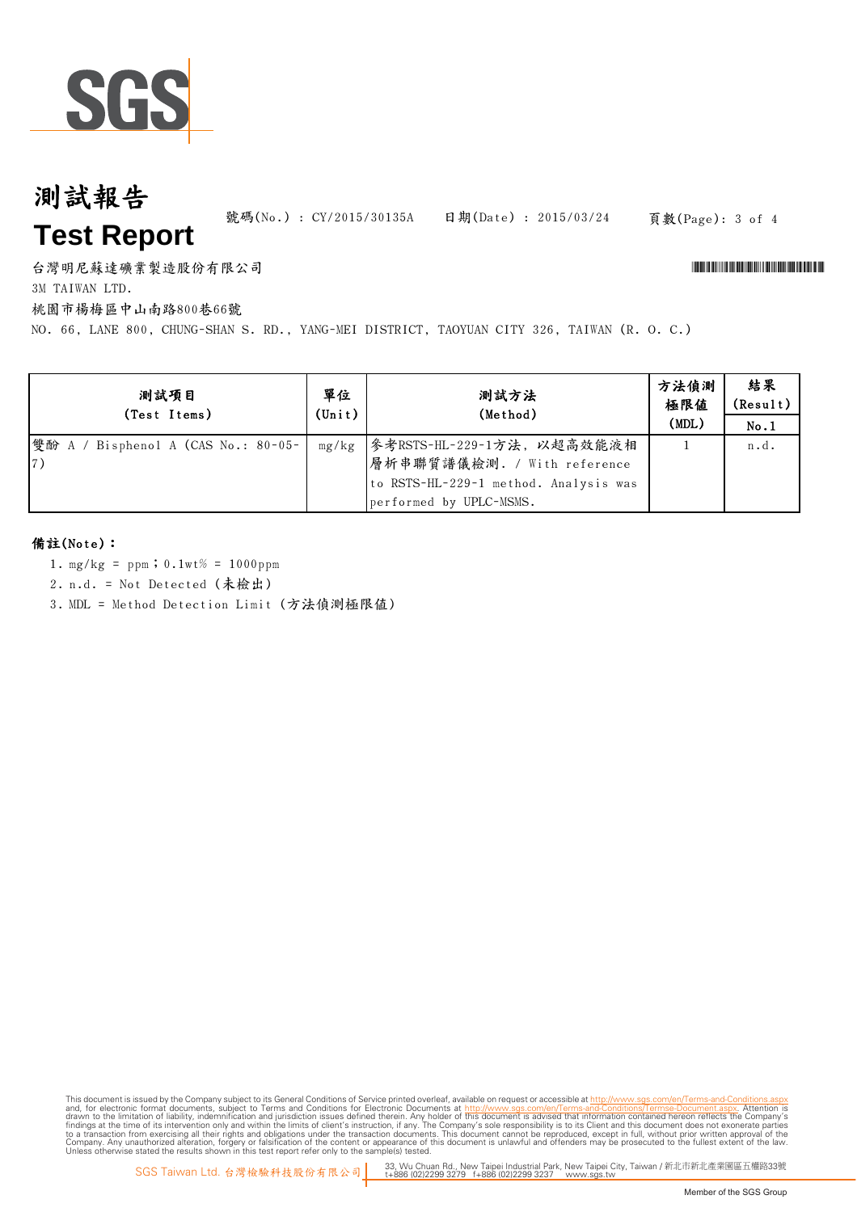# 測試報告

# Test Report

號碼(No.) : CY/2015/30135A　日期(Date) : 2015/03/24

台灣明尼蘇達礦業製造股份有限公司

3M TAIWAN LTD.

桃園市楊梅區中山南路800巷66號

NO. 66, LANE 800, CHUNG-SHAN S. RD., YANG-MEI DISTRICT, TAOYUAN CITY 326, TAIWAN (R. O. C.)

| 測試項目 (Test Items) | 單位 (Unit) | 測試方法 (Method) | 方法偵測極限值 (MDL) | 結果 (Result) |
|---|---|---|---|---|
| | | | | No.1 |
| 雙酚 A / Bisphenol A (CAS No.: 80-05-7) | mg/kg | 參考RSTS-HL-229-1方法, 以超高效能液相層析串聯質譜儀檢測. / With reference to RSTS-HL-229-1 method. Analysis was performed by UPLC-MSMS. | 1 | n.d. |

**備註(Note)：**

1. mg/kg = ppm；0.1wt% = 1000ppm
2. n.d. = Not Detected (未檢出)
3. MDL = Method Detection Limit (方法偵測極限值)

This document is issued by the Company subject to its General Conditions of Service printed overleaf, available on request or accessible at http://www.sgs.com/en/Terms-and-Conditions.aspx and, for electronic format documents, subject to Terms and Conditions for Electronic Documents at http://www.sgs.com/en/Terms-and-Conditions/Termse-Document.aspx. Attention is drawn to the limitation of liability, indemnification and jurisdiction issues defined therein. Any holder of this document is advised that information contained hereon reflects the Company's findings at the time of its intervention only and within the limits of client's instruction, if any. The Company's sole responsibility is to its Client and this document does not exonerate parties to a transaction from exercising all their rights and obligations under the transaction documents. This document cannot be reproduced, except in full, without prior written approval of the Company. Any unauthorized alteration, forgery or falsification of the content or appearance of this document is unlawful and offenders may be prosecuted to the fullest extent of the law. Unless otherwise stated the results shown in this test report refer only to the sample(s) tested.

SGS Taiwan Ltd. 台灣檢驗科技股份有限公司 | 33, Wu Chuan Rd., New Taipei Industrial Park, New Taipei City, Taiwan / 新北市新北產業園區五權路33號 t+886 (02)2299 3279 f+886 (02)2299 3237 www.sgs.tw

Member of the SGS Group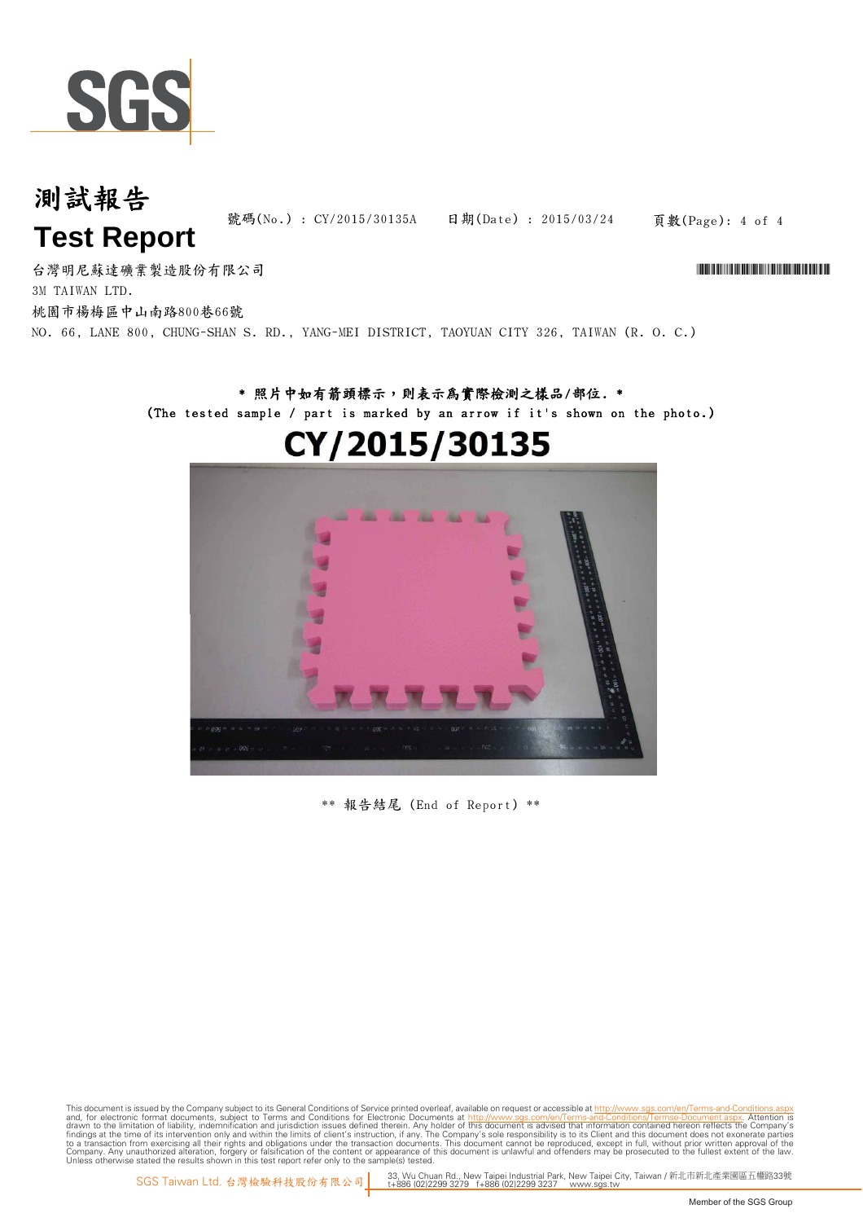# 測試報告

# Test Report

號碼(No.) : CY/2015/30135A　日期(Date) : 2015/03/24

台灣明尼蘇達礦業製造股份有限公司

3M TAIWAN LTD.

桃園市楊梅區中山南路800巷66號

NO. 66, LANE 800, CHUNG-SHAN S. RD., YANG-MEI DISTRICT, TAOYUAN CITY 326, TAIWAN (R. O. C.)

* 照片中如有箭頭標示，則表示為實際檢測之樣品/部位. *

(The tested sample / part is marked by an arrow if it's shown on the photo.)

CY/2015/30135

** 報告結尾 (End of Report) **